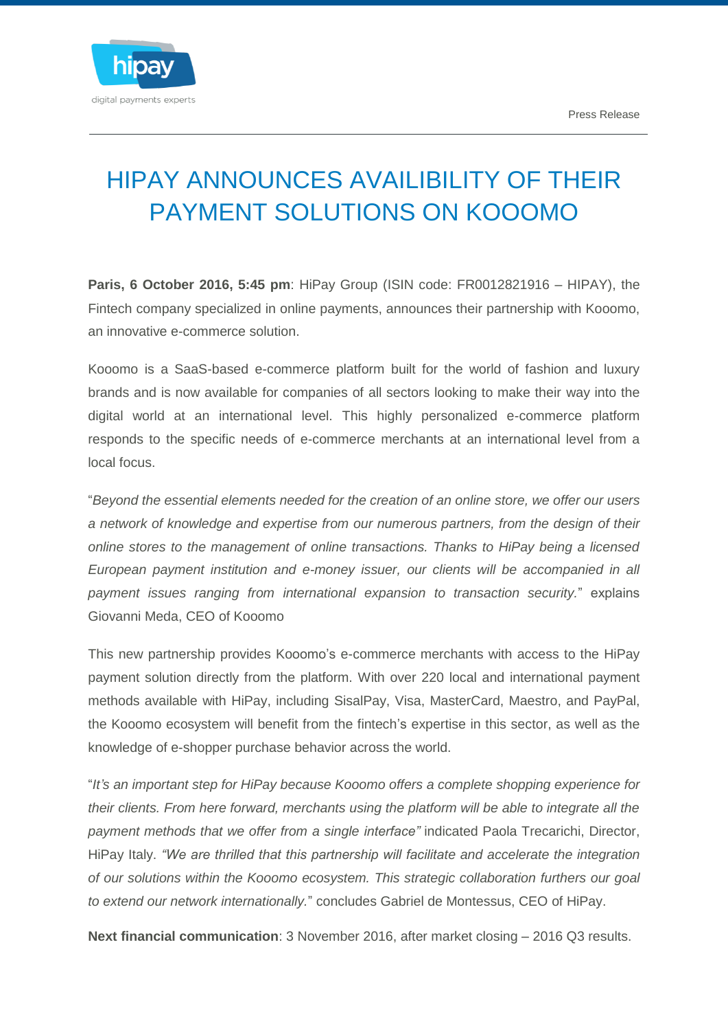hipay

digital payments experts

Press Release

# HIPAY ANNOUNCES AVAILIBILITY OF THEIR PAYMENT SOLUTIONS ON KOOOMO

**Paris, 6 October 2016, 5:45 pm**: HiPay Group (ISIN code: FR0012821916 – HIPAY), the Fintech company specialized in online payments, announces their partnership with Kooomo, an innovative e-commerce solution.

Kooomo is a SaaS-based e-commerce platform built for the world of fashion and luxury brands and is now available for companies of all sectors looking to make their way into the digital world at an international level. This highly personalized e-commerce platform responds to the specific needs of e-commerce merchants at an international level from a local focus.

"*Beyond the essential elements needed for the creation of an online store, we offer our users a network of knowledge and expertise from our numerous partners, from the design of their online stores to the management of online transactions. Thanks to HiPay being a licensed European payment institution and e-money issuer, our clients will be accompanied in all payment issues ranging from international expansion to transaction security.*" explains Giovanni Meda, CEO of Kooomo

This new partnership provides Kooomo's e-commerce merchants with access to the HiPay payment solution directly from the platform. With over 220 local and international payment methods available with HiPay, including SisalPay, Visa, MasterCard, Maestro, and PayPal, the Kooomo ecosystem will benefit from the fintech's expertise in this sector, as well as the knowledge of e-shopper purchase behavior across the world.

"*It's an important step for HiPay because Kooomo offers a complete shopping experience for their clients. From here forward, merchants using the platform will be able to integrate all the payment methods that we offer from a single interface"* indicated Paola Trecarichi, Director, HiPay Italy. *"We are thrilled that this partnership will facilitate and accelerate the integration of our solutions within the Kooomo ecosystem. This strategic collaboration furthers our goal to extend our network internationally.*" concludes Gabriel de Montessus, CEO of HiPay.

**Next financial communication**: 3 November 2016, after market closing – 2016 Q3 results.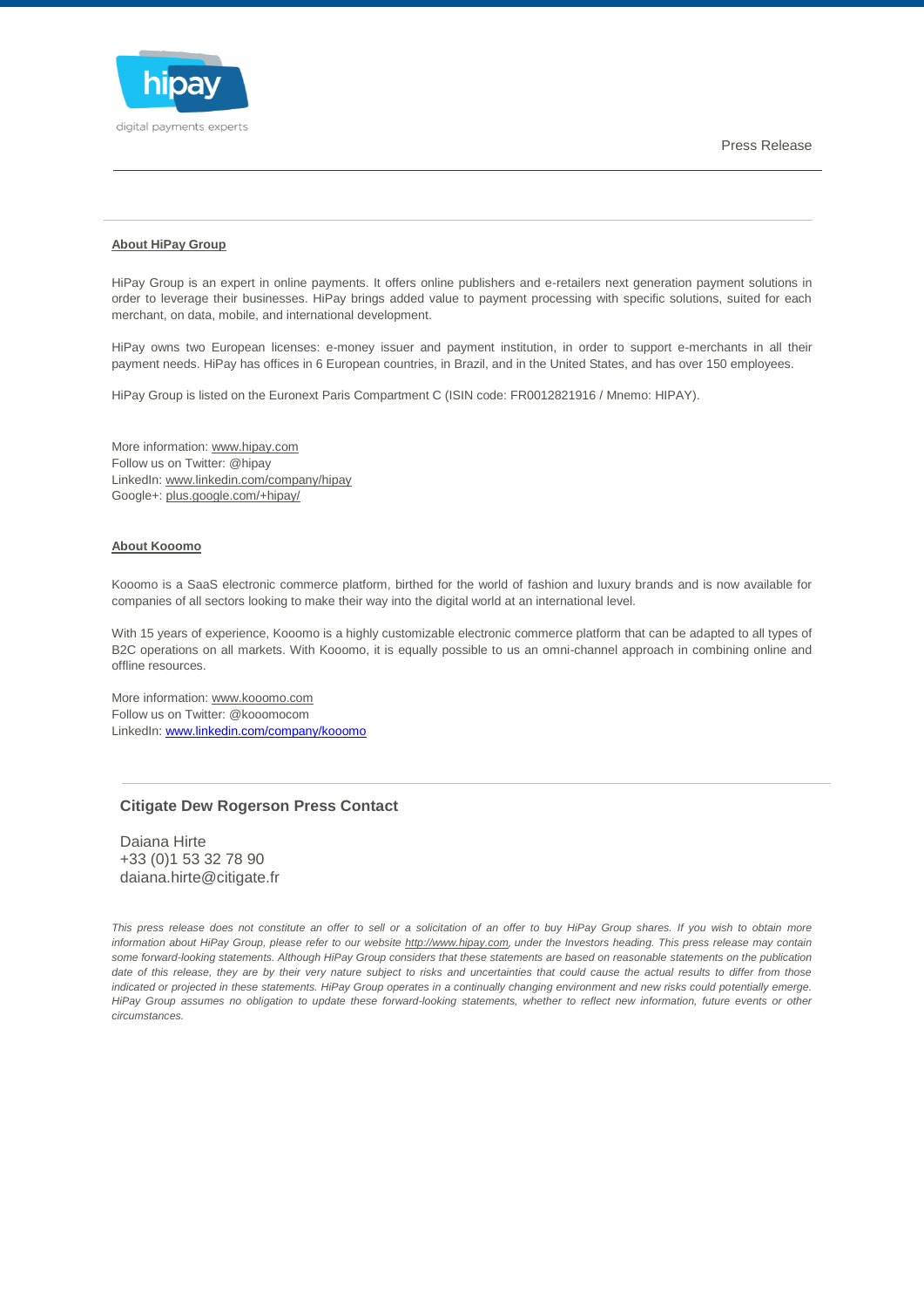Press Release

**About HiPay Group**

HiPay Group is an expert in online payments. It offers online publishers and e-retailers next generation payment solutions in order to leverage their businesses. HiPay brings added value to payment processing with specific solutions, suited for each merchant, on data, mobile, and international development.

HiPay owns two European licenses: e-money issuer and payment institution, in order to support e-merchants in all their payment needs. HiPay has offices in 6 European countries, in Brazil, and in the United States, and has over 150 employees.

HiPay Group is listed on the Euronext Paris Compartment C (ISIN code: FR0012821916 / Mnemo: HIPAY).

More information: www.hipay.com
Follow us on Twitter: @hipay
LinkedIn: www.linkedin.com/company/hipay
Google+: plus.google.com/+hipay/

**About Kooomo**

Kooomo is a SaaS electronic commerce platform, birthed for the world of fashion and luxury brands and is now available for companies of all sectors looking to make their way into the digital world at an international level.

With 15 years of experience, Kooomo is a highly customizable electronic commerce platform that can be adapted to all types of B2C operations on all markets. With Kooomo, it is equally possible to us an omni-channel approach in combining online and offline resources.

More information: www.kooomo.com
Follow us on Twitter: @kooomocom
LinkedIn: www.linkedin.com/company/kooomo

**Citigate Dew Rogerson Press Contact**

Daiana Hirte
+33 (0)1 53 32 78 90
daiana.hirte@citigate.fr

*This press release does not constitute an offer to sell or a solicitation of an offer to buy HiPay Group shares. If you wish to obtain more information about HiPay Group, please refer to our website http://www.hipay.com, under the Investors heading. This press release may contain some forward-looking statements. Although HiPay Group considers that these statements are based on reasonable statements on the publication date of this release, they are by their very nature subject to risks and uncertainties that could cause the actual results to differ from those indicated or projected in these statements. HiPay Group operates in a continually changing environment and new risks could potentially emerge. HiPay Group assumes no obligation to update these forward-looking statements, whether to reflect new information, future events or other circumstances.*